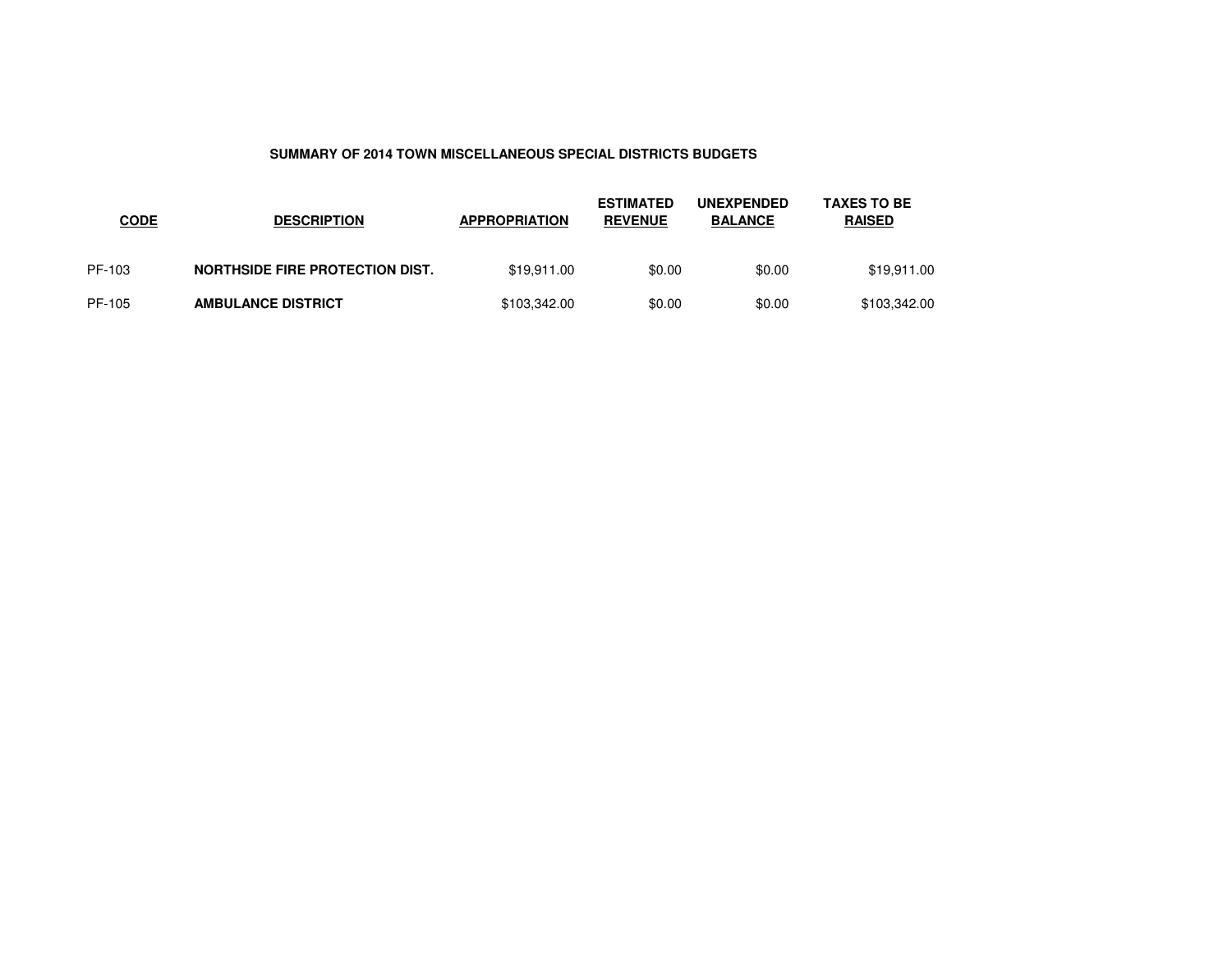**SUMMARY OF 2014 TOWN MISCELLANEOUS SPECIAL DISTRICTS BUDGETS**

| CODE | DESCRIPTION | APPROPRIATION | ESTIMATED REVENUE | UNEXPENDED BALANCE | TAXES TO BE RAISED |
|---|---|---|---|---|---|
| PF-103 | **NORTHSIDE FIRE PROTECTION DIST.** | $19,911.00 | $0.00 | $0.00 | $19,911.00 |
| PF-105 | **AMBULANCE DISTRICT** | $103,342.00 | $0.00 | $0.00 | $103,342.00 |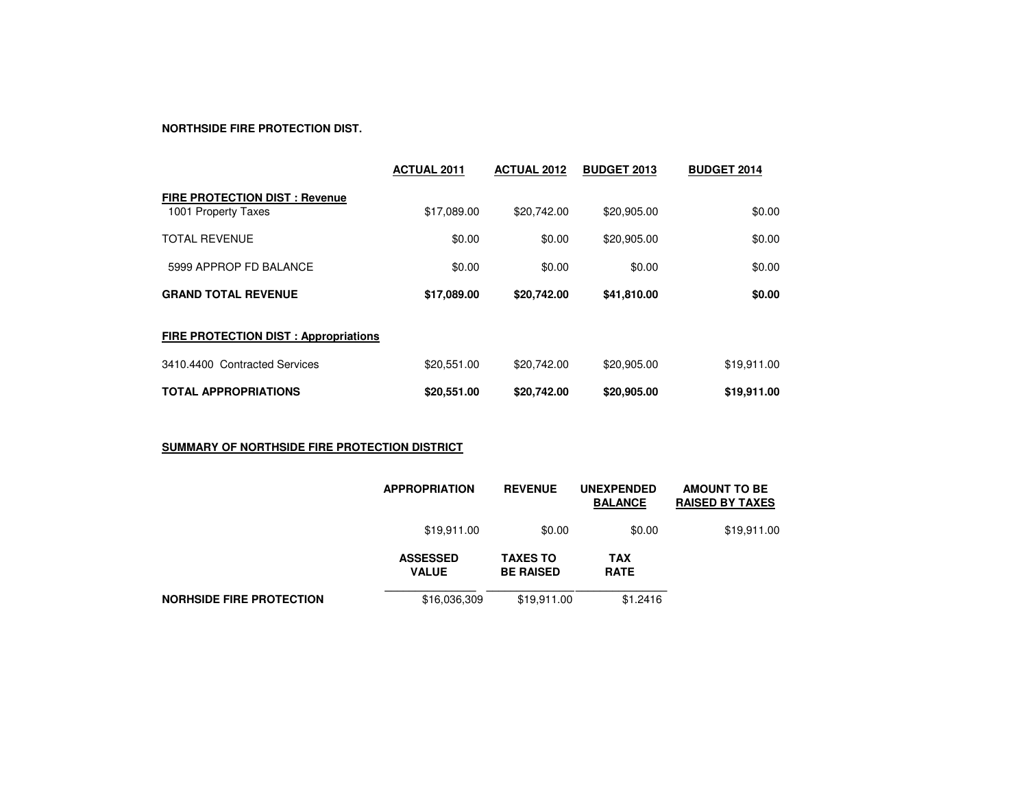**NORTHSIDE FIRE PROTECTION DIST.**

| | ACTUAL 2011 | ACTUAL 2012 | BUDGET 2013 | BUDGET 2014 |
|---|---|---|---|---|
| **FIRE PROTECTION DIST : Revenue** | | | | |
| 1001 Property Taxes | $17,089.00 | $20,742.00 | $20,905.00 | $0.00 |
| TOTAL REVENUE | $0.00 | $0.00 | $20,905.00 | $0.00 |
| 5999 APPROP FD BALANCE | $0.00 | $0.00 | $0.00 | $0.00 |
| **GRAND TOTAL REVENUE** | **$17,089.00** | **$20,742.00** | **$41,810.00** | **$0.00** |
| **FIRE PROTECTION DIST : Appropriations** | | | | |
| 3410.4400 Contracted Services | $20,551.00 | $20,742.00 | $20,905.00 | $19,911.00 |
| **TOTAL APPROPRIATIONS** | **$20,551.00** | **$20,742.00** | **$20,905.00** | **$19,911.00** |

**SUMMARY OF NORTHSIDE FIRE PROTECTION DISTRICT**

| APPROPRIATION | REVENUE | UNEXPENDED BALANCE | AMOUNT TO BE RAISED BY TAXES |
|---|---|---|---|
| $19,911.00 | $0.00 | $0.00 | $19,911.00 |

| | ASSESSED VALUE | TAXES TO BE RAISED | TAX RATE |
|---|---|---|---|
| **NORHSIDE FIRE PROTECTION** | $16,036,309 | $19,911.00 | $1.2416 |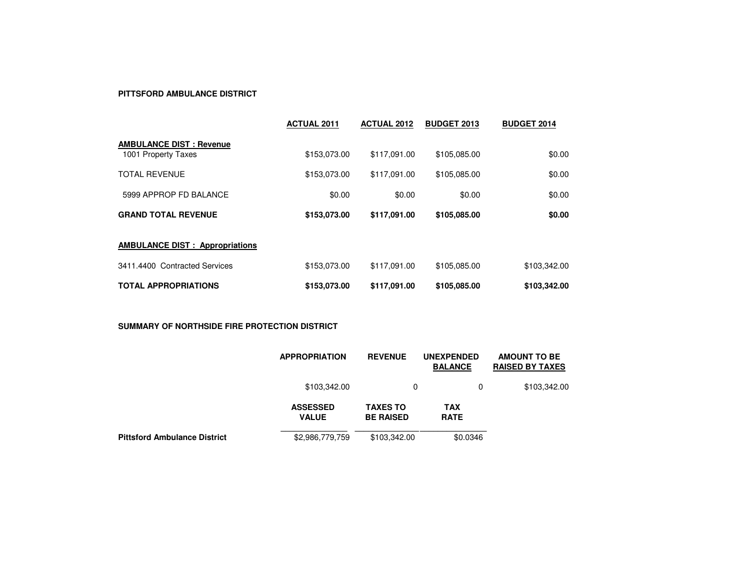**PITTSFORD AMBULANCE DISTRICT**

| | ACTUAL 2011 | ACTUAL 2012 | BUDGET 2013 | BUDGET 2014 |
|---|---|---|---|---|
| **AMBULANCE DIST : Revenue** | | | | |
| 1001 Property Taxes | $153,073.00 | $117,091.00 | $105,085.00 | $0.00 |
| TOTAL REVENUE | $153,073.00 | $117,091.00 | $105,085.00 | $0.00 |
| 5999 APPROP FD BALANCE | $0.00 | $0.00 | $0.00 | $0.00 |
| **GRAND TOTAL REVENUE** | **$153,073.00** | **$117,091.00** | **$105,085.00** | **$0.00** |
| **AMBULANCE DIST : Appropriations** | | | | |
| 3411.4400 Contracted Services | $153,073.00 | $117,091.00 | $105,085.00 | $103,342.00 |
| **TOTAL APPROPRIATIONS** | **$153,073.00** | **$117,091.00** | **$105,085.00** | **$103,342.00** |

**SUMMARY OF NORTHSIDE FIRE PROTECTION DISTRICT**

| | APPROPRIATION | REVENUE | UNEXPENDED BALANCE | AMOUNT TO BE RAISED BY TAXES |
|---|---|---|---|---|
| | $103,342.00 | 0 | 0 | $103,342.00 |

| | ASSESSED VALUE | TAXES TO BE RAISED | TAX RATE |
|---|---|---|---|
| **Pittsford Ambulance District** | $2,986,779,759 | $103,342.00 | $0.0346 |